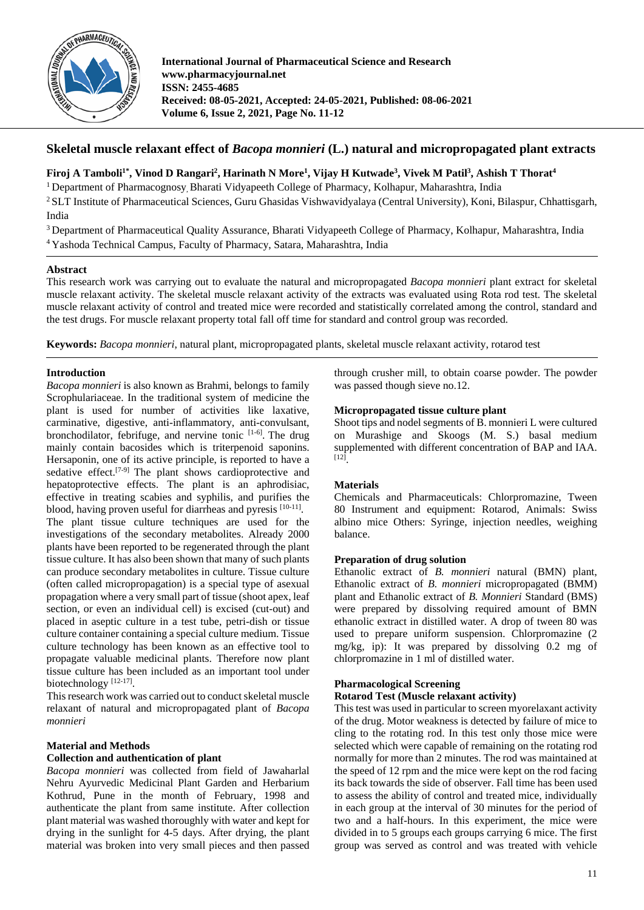# Skeletal muscle relaxant effect of *Bacopa monnieri* (L.) natural and micropropagated plant extracts

**Firoj A Tamboli[1*], Vinod D Rangari[2], Harinath N More[1], Vijay H Kutwade[3], Vivek M Patil[3], Ashish T Thorat[4]**

[1] Department of Pharmacognosy, Bharati Vidyapeeth College of Pharmacy, Kolhapur, Maharashtra, India

[2] SLT Institute of Pharmaceutical Sciences, Guru Ghasidas Vishwavidyalaya (Central University), Koni, Bilaspur, Chhattisgarh, India

[3] Department of Pharmaceutical Quality Assurance, Bharati Vidyapeeth College of Pharmacy, Kolhapur, Maharashtra, India

[4] Yashoda Technical Campus, Faculty of Pharmacy, Satara, Maharashtra, India

## Abstract

This research work was carrying out to evaluate the natural and micropropagated *Bacopa monnieri* plant extract for skeletal muscle relaxant activity. The skeletal muscle relaxant activity of the extracts was evaluated using Rota rod test. The skeletal muscle relaxant activity of control and treated mice were recorded and statistically correlated among the control, standard and the test drugs. For muscle relaxant property total fall off time for standard and control group was recorded.

**Keywords:** *Bacopa monnieri*, natural plant, micropropagated plants, skeletal muscle relaxant activity, rotarod test

## Introduction

*Bacopa monnieri* is also known as Brahmi, belongs to family Scrophulariaceae. In the traditional system of medicine the plant is used for number of activities like laxative, carminative, digestive, anti-inflammatory, anti-convulsant, bronchodilator, febrifuge, and nervine tonic [1-6]. The drug mainly contain bacosides which is triterpenoid saponins. Hersaponin, one of its active principle, is reported to have a sedative effect.[7-9] The plant shows cardioprotective and hepatoprotective effects. The plant is an aphrodisiac, effective in treating scabies and syphilis, and purifies the blood, having proven useful for diarrheas and pyresis [10-11].

The plant tissue culture techniques are used for the investigations of the secondary metabolites. Already 2000 plants have been reported to be regenerated through the plant tissue culture. It has also been shown that many of such plants can produce secondary metabolites in culture. Tissue culture (often called micropropagation) is a special type of asexual propagation where a very small part of tissue (shoot apex, leaf section, or even an individual cell) is excised (cut-out) and placed in aseptic culture in a test tube, petri-dish or tissue culture container containing a special culture medium. Tissue culture technology has been known as an effective tool to propagate valuable medicinal plants. Therefore now plant tissue culture has been included as an important tool under biotechnology [12-17].

This research work was carried out to conduct skeletal muscle relaxant of natural and micropropagated plant of *Bacopa monnieri*

## Material and Methods

### Collection and authentication of plant

*Bacopa monnieri* was collected from field of Jawaharlal Nehru Ayurvedic Medicinal Plant Garden and Herbarium Kothrud, Pune in the month of February, 1998 and authenticate the plant from same institute. After collection plant material was washed thoroughly with water and kept for drying in the sunlight for 4-5 days. After drying, the plant material was broken into very small pieces and then passed through crusher mill, to obtain coarse powder. The powder was passed though sieve no.12.

### Micropropagated tissue culture plant

Shoot tips and nodel segments of B. monnieri L were cultured on Murashige and Skoogs (M. S.) basal medium supplemented with different concentration of BAP and IAA. [12].

### Materials

Chemicals and Pharmaceuticals: Chlorpromazine, Tween 80 Instrument and equipment: Rotarod, Animals: Swiss albino mice Others: Syringe, injection needles, weighing balance.

### Preparation of drug solution

Ethanolic extract of *B. monnieri* natural (BMN) plant, Ethanolic extract of *B. monnieri* micropropagated (BMM) plant and Ethanolic extract of *B. Monnieri* Standard (BMS) were prepared by dissolving required amount of BMN ethanolic extract in distilled water. A drop of tween 80 was used to prepare uniform suspension. Chlorpromazine (2 mg/kg, ip): It was prepared by dissolving 0.2 mg of chlorpromazine in 1 ml of distilled water.

### Pharmacological Screening

### Rotarod Test (Muscle relaxant activity)

This test was used in particular to screen myorelaxant activity of the drug. Motor weakness is detected by failure of mice to cling to the rotating rod. In this test only those mice were selected which were capable of remaining on the rotating rod normally for more than 2 minutes. The rod was maintained at the speed of 12 rpm and the mice were kept on the rod facing its back towards the side of observer. Fall time has been used to assess the ability of control and treated mice, individually in each group at the interval of 30 minutes for the period of two and a half-hours. In this experiment, the mice were divided in to 5 groups each groups carrying 6 mice. The first group was served as control and was treated with vehicle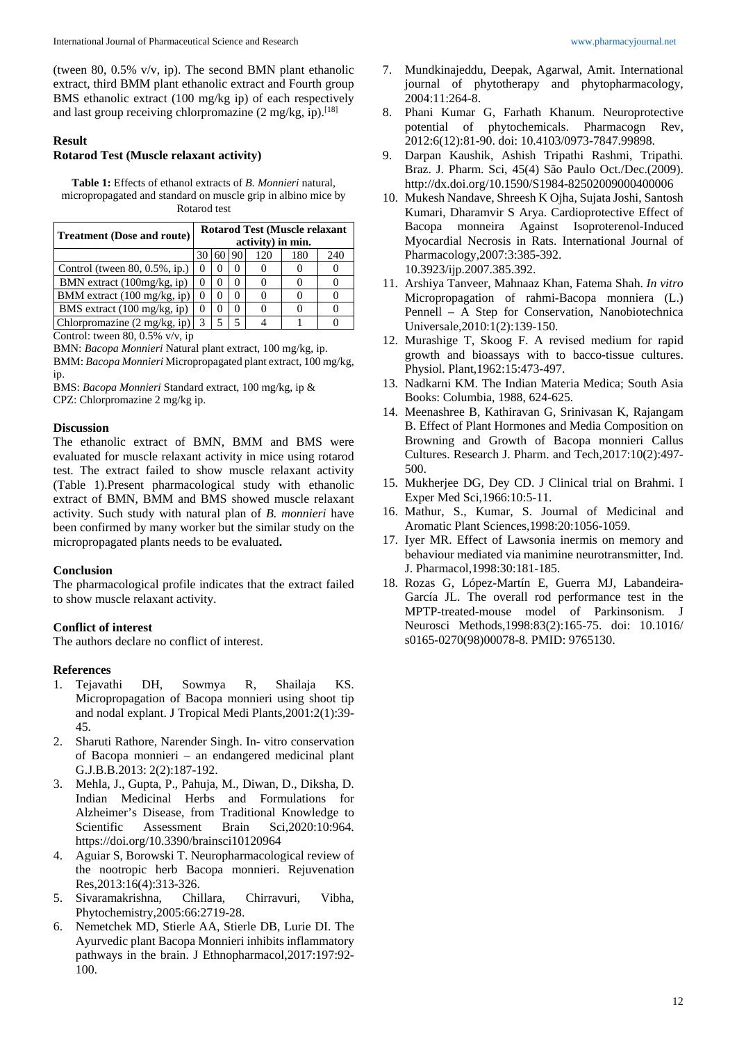(tween 80, 0.5% v/v, ip). The second BMN plant ethanolic extract, third BMM plant ethanolic extract and Fourth group BMS ethanolic extract (100 mg/kg ip) of each respectively and last group receiving chlorpromazine (2 mg/kg, ip).[18]

## Result

### Rotarod Test (Muscle relaxant activity)

**Table 1:** Effects of ethanol extracts of *B. Monnieri* natural, micropropagated and standard on muscle grip in albino mice by Rotarod test

| Treatment (Dose and route) | Rotarod Test (Muscle relaxant activity) in min. | | | | | |
|---|---|---|---|---|---|---|
| | 30 | 60 | 90 | 120 | 180 | 240 |
| Control (tween 80, 0.5%, ip.) | 0 | 0 | 0 | 0 | 0 | 0 |
| BMN extract (100mg/kg, ip) | 0 | 0 | 0 | 0 | 0 | 0 |
| BMM extract (100 mg/kg, ip) | 0 | 0 | 0 | 0 | 0 | 0 |
| BMS extract (100 mg/kg, ip) | 0 | 0 | 0 | 0 | 0 | 0 |
| Chlorpromazine (2 mg/kg, ip) | 3 | 5 | 5 | 4 | 1 | 0 |

Control: tween 80, 0.5% v/v, ip

BMN: *Bacopa Monnieri* Natural plant extract, 100 mg/kg, ip.

BMM: *Bacopa Monnieri* Micropropagated plant extract, 100 mg/kg, ip.

BMS: *Bacopa Monnieri* Standard extract, 100 mg/kg, ip &

CPZ: Chlorpromazine 2 mg/kg ip.

## Discussion

The ethanolic extract of BMN, BMM and BMS were evaluated for muscle relaxant activity in mice using rotarod test. The extract failed to show muscle relaxant activity (Table 1).Present pharmacological study with ethanolic extract of BMN, BMM and BMS showed muscle relaxant activity. Such study with natural plan of *B. monnieri* have been confirmed by many worker but the similar study on the micropropagated plants needs to be evaluated**.**

## Conclusion

The pharmacological profile indicates that the extract failed to show muscle relaxant activity.

## Conflict of interest

The authors declare no conflict of interest.

## References

1. Tejavathi DH, Sowmya R, Shailaja KS. Micropropagation of Bacopa monnieri using shoot tip and nodal explant. J Tropical Medi Plants,2001:2(1):39-45.
2. Sharuti Rathore, Narender Singh. In- vitro conservation of Bacopa monnieri – an endangered medicinal plant G.J.B.B.2013: 2(2):187-192.
3. Mehla, J., Gupta, P., Pahuja, M., Diwan, D., Diksha, D. Indian Medicinal Herbs and Formulations for Alzheimer's Disease, from Traditional Knowledge to Scientific Assessment Brain Sci,2020:10:964. https://doi.org/10.3390/brainsci10120964
4. Aguiar S, Borowski T. Neuropharmacological review of the nootropic herb Bacopa monnieri. Rejuvenation Res,2013:16(4):313-326.
5. Sivaramakrishna, Chillara, Chirravuri, Vibha, Phytochemistry,2005:66:2719-28.
6. Nemetchek MD, Stierle AA, Stierle DB, Lurie DI. The Ayurvedic plant Bacopa Monnieri inhibits inflammatory pathways in the brain. J Ethnopharmacol,2017:197:92-100.
7. Mundkinajeddu, Deepak, Agarwal, Amit. International journal of phytotherapy and phytopharmacology, 2004:11:264-8.
8. Phani Kumar G, Farhath Khanum. Neuroprotective potential of phytochemicals. Pharmacogn Rev, 2012:6(12):81-90. doi: 10.4103/0973-7847.99898.
9. Darpan Kaushik, Ashish Tripathi Rashmi, Tripathi. Braz. J. Pharm. Sci, 45(4) São Paulo Oct./Dec.(2009). http://dx.doi.org/10.1590/S1984-82502009000400006
10. Mukesh Nandave, Shreesh K Ojha, Sujata Joshi, Santosh Kumari, Dharamvir S Arya. Cardioprotective Effect of Bacopa monneira Against Isoproterenol-Induced Myocardial Necrosis in Rats. International Journal of Pharmacology,2007:3:385-392. 10.3923/ijp.2007.385.392.
11. Arshiya Tanveer, Mahnaaz Khan, Fatema Shah. *In vitro* Micropropagation of rahmi-Bacopa monniera (L.) Pennell – A Step for Conservation, Nanobiotechnica Universale,2010:1(2):139-150.
12. Murashige T, Skoog F. A revised medium for rapid growth and bioassays with to bacco-tissue cultures. Physiol. Plant,1962:15:473-497.
13. Nadkarni KM. The Indian Materia Medica; South Asia Books: Columbia, 1988, 624-625.
14. Meenashree B, Kathiravan G, Srinivasan K, Rajangam B. Effect of Plant Hormones and Media Composition on Browning and Growth of Bacopa monnieri Callus Cultures. Research J. Pharm. and Tech,2017:10(2):497-500.
15. Mukherjee DG, Dey CD. J Clinical trial on Brahmi. I Exper Med Sci,1966:10:5-11.
16. Mathur, S., Kumar, S. Journal of Medicinal and Aromatic Plant Sciences,1998:20:1056-1059.
17. Iyer MR. Effect of Lawsonia inermis on memory and behaviour mediated via manimine neurotransmitter, Ind. J. Pharmacol,1998:30:181-185.
18. Rozas G, López-Martín E, Guerra MJ, Labandeira-García JL. The overall rod performance test in the MPTP-treated-mouse model of Parkinsonism. J Neurosci Methods,1998:83(2):165-75. doi: 10.1016/ s0165-0270(98)00078-8. PMID: 9765130.